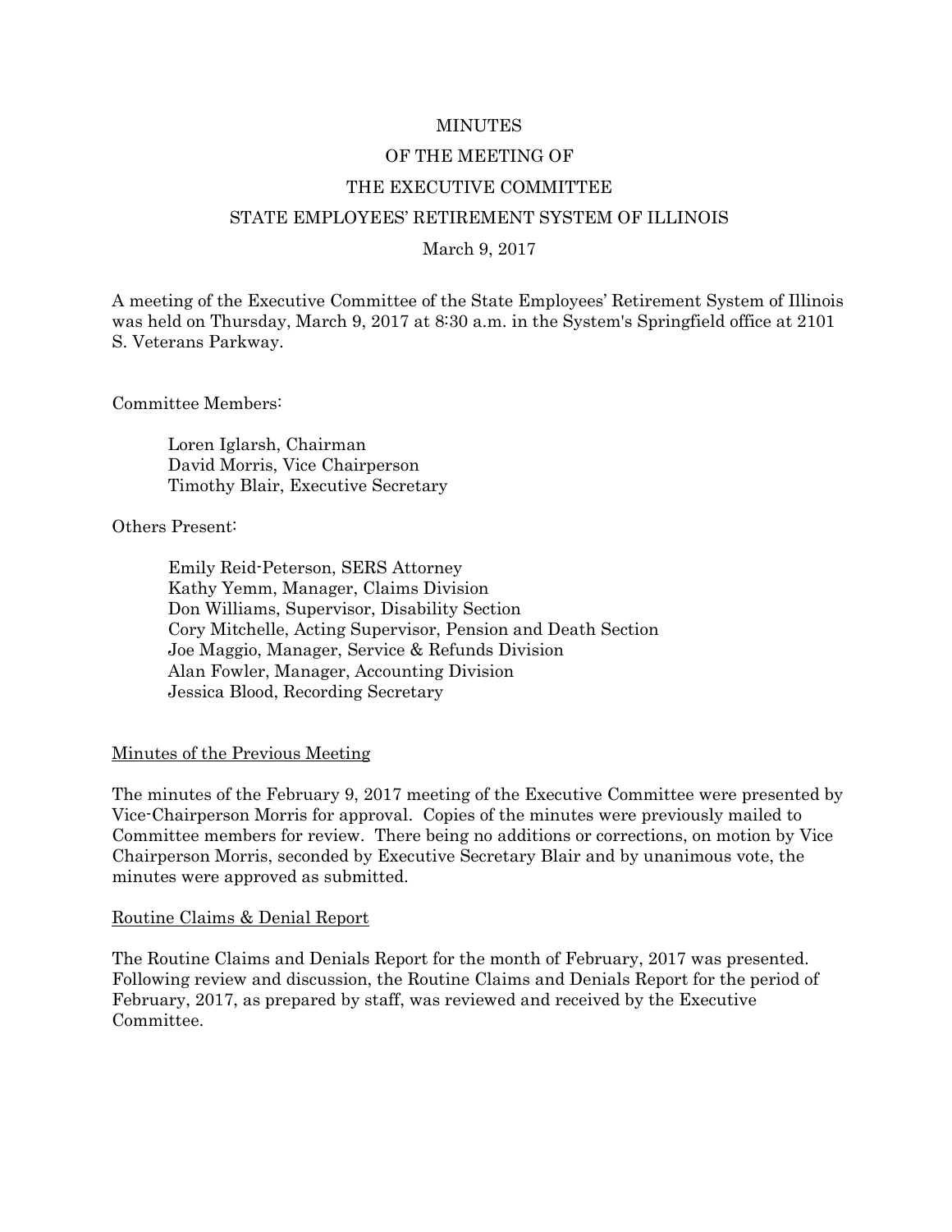# MINUTES
# OF THE MEETING OF
# THE EXECUTIVE COMMITTEE
# STATE EMPLOYEES' RETIREMENT SYSTEM OF ILLINOIS

March 9, 2017

A meeting of the Executive Committee of the State Employees' Retirement System of Illinois was held on Thursday, March 9, 2017 at 8:30 a.m. in the System's Springfield office at 2101 S. Veterans Parkway.

Committee Members:

Loren Iglarsh, Chairman
David Morris, Vice Chairperson
Timothy Blair, Executive Secretary

Others Present:

Emily Reid-Peterson, SERS Attorney
Kathy Yemm, Manager, Claims Division
Don Williams, Supervisor, Disability Section
Cory Mitchelle, Acting Supervisor, Pension and Death Section
Joe Maggio, Manager, Service & Refunds Division
Alan Fowler, Manager, Accounting Division
Jessica Blood, Recording Secretary

## Minutes of the Previous Meeting

The minutes of the February 9, 2017 meeting of the Executive Committee were presented by Vice-Chairperson Morris for approval. Copies of the minutes were previously mailed to Committee members for review. There being no additions or corrections, on motion by Vice Chairperson Morris, seconded by Executive Secretary Blair and by unanimous vote, the minutes were approved as submitted.

## Routine Claims & Denial Report

The Routine Claims and Denials Report for the month of February, 2017 was presented. Following review and discussion, the Routine Claims and Denials Report for the period of February, 2017, as prepared by staff, was reviewed and received by the Executive Committee.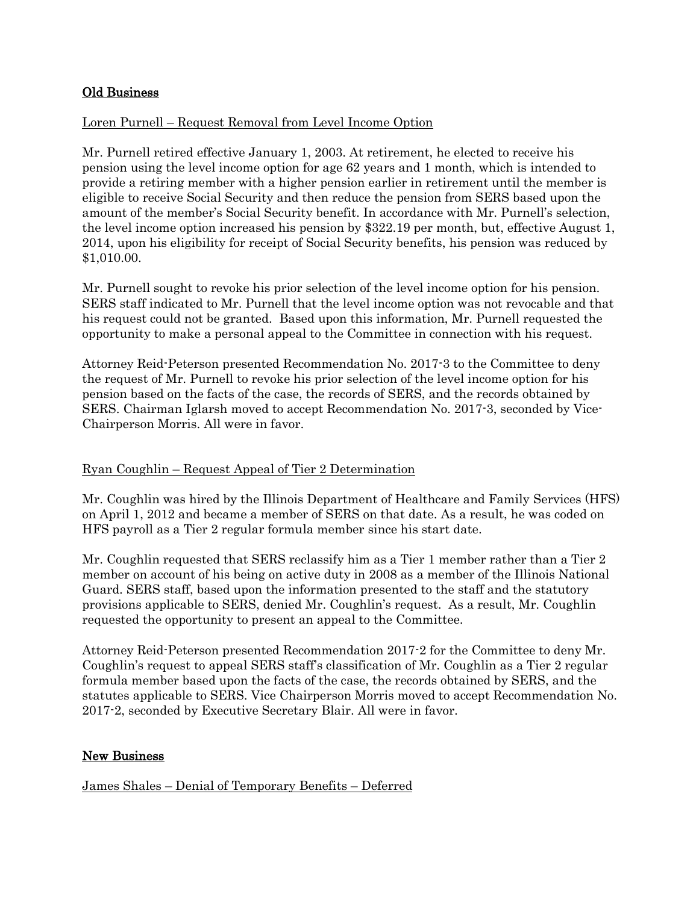## Old Business

Loren Purnell – Request Removal from Level Income Option

Mr. Purnell retired effective January 1, 2003. At retirement, he elected to receive his pension using the level income option for age 62 years and 1 month, which is intended to provide a retiring member with a higher pension earlier in retirement until the member is eligible to receive Social Security and then reduce the pension from SERS based upon the amount of the member's Social Security benefit. In accordance with Mr. Purnell's selection, the level income option increased his pension by $322.19 per month, but, effective August 1, 2014, upon his eligibility for receipt of Social Security benefits, his pension was reduced by $1,010.00.

Mr. Purnell sought to revoke his prior selection of the level income option for his pension. SERS staff indicated to Mr. Purnell that the level income option was not revocable and that his request could not be granted. Based upon this information, Mr. Purnell requested the opportunity to make a personal appeal to the Committee in connection with his request.

Attorney Reid-Peterson presented Recommendation No. 2017-3 to the Committee to deny the request of Mr. Purnell to revoke his prior selection of the level income option for his pension based on the facts of the case, the records of SERS, and the records obtained by SERS. Chairman Iglarsh moved to accept Recommendation No. 2017-3, seconded by Vice-Chairperson Morris. All were in favor.

Ryan Coughlin – Request Appeal of Tier 2 Determination

Mr. Coughlin was hired by the Illinois Department of Healthcare and Family Services (HFS) on April 1, 2012 and became a member of SERS on that date. As a result, he was coded on HFS payroll as a Tier 2 regular formula member since his start date.

Mr. Coughlin requested that SERS reclassify him as a Tier 1 member rather than a Tier 2 member on account of his being on active duty in 2008 as a member of the Illinois National Guard. SERS staff, based upon the information presented to the staff and the statutory provisions applicable to SERS, denied Mr. Coughlin's request. As a result, Mr. Coughlin requested the opportunity to present an appeal to the Committee.

Attorney Reid-Peterson presented Recommendation 2017-2 for the Committee to deny Mr. Coughlin's request to appeal SERS staff's classification of Mr. Coughlin as a Tier 2 regular formula member based upon the facts of the case, the records obtained by SERS, and the statutes applicable to SERS. Vice Chairperson Morris moved to accept Recommendation No. 2017-2, seconded by Executive Secretary Blair. All were in favor.

## New Business

James Shales – Denial of Temporary Benefits – Deferred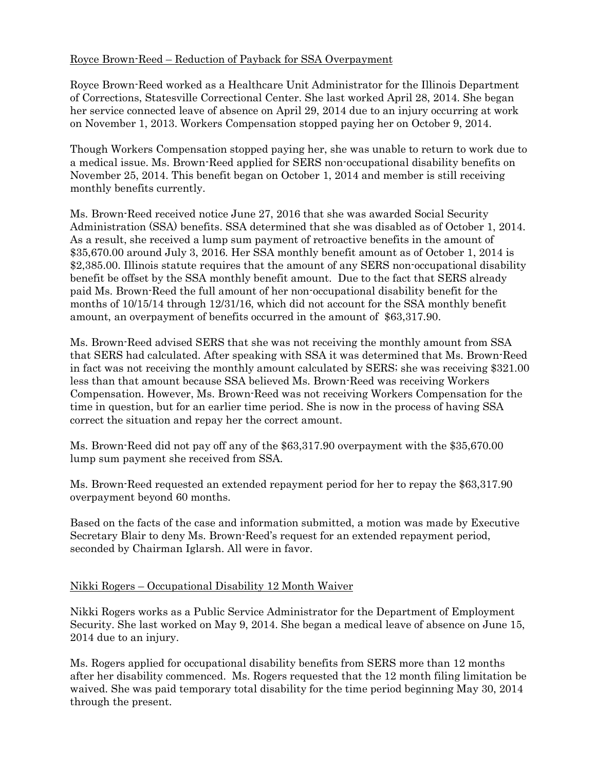Royce Brown-Reed – Reduction of Payback for SSA Overpayment

Royce Brown-Reed worked as a Healthcare Unit Administrator for the Illinois Department of Corrections, Statesville Correctional Center. She last worked April 28, 2014. She began her service connected leave of absence on April 29, 2014 due to an injury occurring at work on November 1, 2013. Workers Compensation stopped paying her on October 9, 2014.

Though Workers Compensation stopped paying her, she was unable to return to work due to a medical issue. Ms. Brown-Reed applied for SERS non-occupational disability benefits on November 25, 2014. This benefit began on October 1, 2014 and member is still receiving monthly benefits currently.

Ms. Brown-Reed received notice June 27, 2016 that she was awarded Social Security Administration (SSA) benefits. SSA determined that she was disabled as of October 1, 2014. As a result, she received a lump sum payment of retroactive benefits in the amount of $35,670.00 around July 3, 2016. Her SSA monthly benefit amount as of October 1, 2014 is $2,385.00. Illinois statute requires that the amount of any SERS non-occupational disability benefit be offset by the SSA monthly benefit amount. Due to the fact that SERS already paid Ms. Brown-Reed the full amount of her non-occupational disability benefit for the months of 10/15/14 through 12/31/16, which did not account for the SSA monthly benefit amount, an overpayment of benefits occurred in the amount of $63,317.90.

Ms. Brown-Reed advised SERS that she was not receiving the monthly amount from SSA that SERS had calculated. After speaking with SSA it was determined that Ms. Brown-Reed in fact was not receiving the monthly amount calculated by SERS; she was receiving $321.00 less than that amount because SSA believed Ms. Brown-Reed was receiving Workers Compensation. However, Ms. Brown-Reed was not receiving Workers Compensation for the time in question, but for an earlier time period. She is now in the process of having SSA correct the situation and repay her the correct amount.

Ms. Brown-Reed did not pay off any of the $63,317.90 overpayment with the $35,670.00 lump sum payment she received from SSA.

Ms. Brown-Reed requested an extended repayment period for her to repay the $63,317.90 overpayment beyond 60 months.

Based on the facts of the case and information submitted, a motion was made by Executive Secretary Blair to deny Ms. Brown-Reed's request for an extended repayment period, seconded by Chairman Iglarsh. All were in favor.

Nikki Rogers – Occupational Disability 12 Month Waiver

Nikki Rogers works as a Public Service Administrator for the Department of Employment Security. She last worked on May 9, 2014. She began a medical leave of absence on June 15, 2014 due to an injury.

Ms. Rogers applied for occupational disability benefits from SERS more than 12 months after her disability commenced. Ms. Rogers requested that the 12 month filing limitation be waived. She was paid temporary total disability for the time period beginning May 30, 2014 through the present.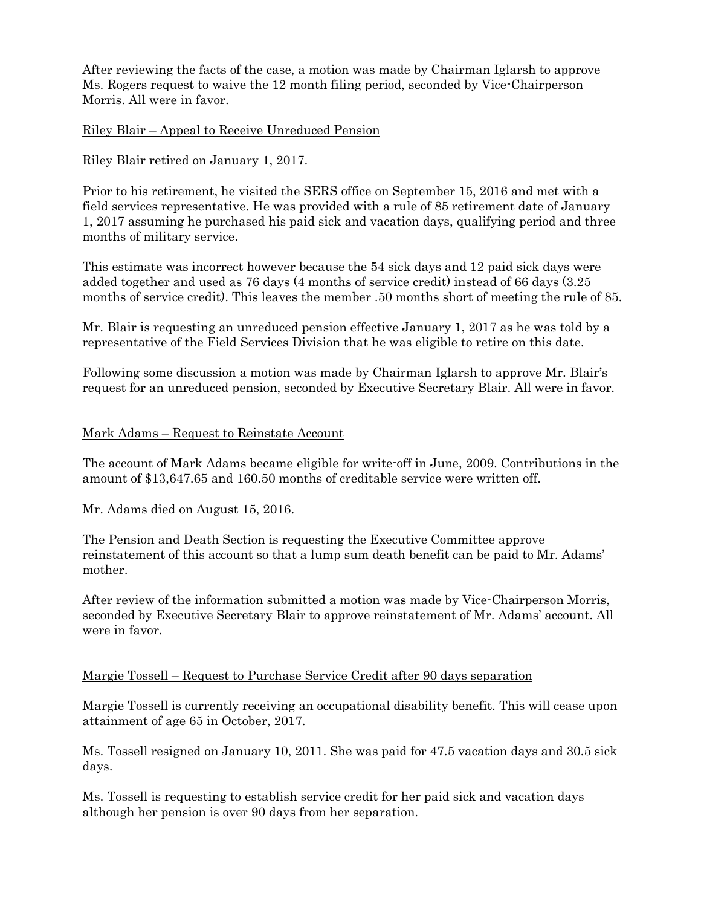After reviewing the facts of the case, a motion was made by Chairman Iglarsh to approve Ms. Rogers request to waive the 12 month filing period, seconded by Vice-Chairperson Morris. All were in favor.

<u>Riley Blair – Appeal to Receive Unreduced Pension</u>

Riley Blair retired on January 1, 2017.

Prior to his retirement, he visited the SERS office on September 15, 2016 and met with a field services representative. He was provided with a rule of 85 retirement date of January 1, 2017 assuming he purchased his paid sick and vacation days, qualifying period and three months of military service.

This estimate was incorrect however because the 54 sick days and 12 paid sick days were added together and used as 76 days (4 months of service credit) instead of 66 days (3.25 months of service credit). This leaves the member .50 months short of meeting the rule of 85.

Mr. Blair is requesting an unreduced pension effective January 1, 2017 as he was told by a representative of the Field Services Division that he was eligible to retire on this date.

Following some discussion a motion was made by Chairman Iglarsh to approve Mr. Blair's request for an unreduced pension, seconded by Executive Secretary Blair. All were in favor.

<u>Mark Adams – Request to Reinstate Account</u>

The account of Mark Adams became eligible for write-off in June, 2009. Contributions in the amount of $13,647.65 and 160.50 months of creditable service were written off.

Mr. Adams died on August 15, 2016.

The Pension and Death Section is requesting the Executive Committee approve reinstatement of this account so that a lump sum death benefit can be paid to Mr. Adams' mother.

After review of the information submitted a motion was made by Vice-Chairperson Morris, seconded by Executive Secretary Blair to approve reinstatement of Mr. Adams' account. All were in favor.

<u>Margie Tossell – Request to Purchase Service Credit after 90 days separation</u>

Margie Tossell is currently receiving an occupational disability benefit. This will cease upon attainment of age 65 in October, 2017.

Ms. Tossell resigned on January 10, 2011. She was paid for 47.5 vacation days and 30.5 sick days.

Ms. Tossell is requesting to establish service credit for her paid sick and vacation days although her pension is over 90 days from her separation.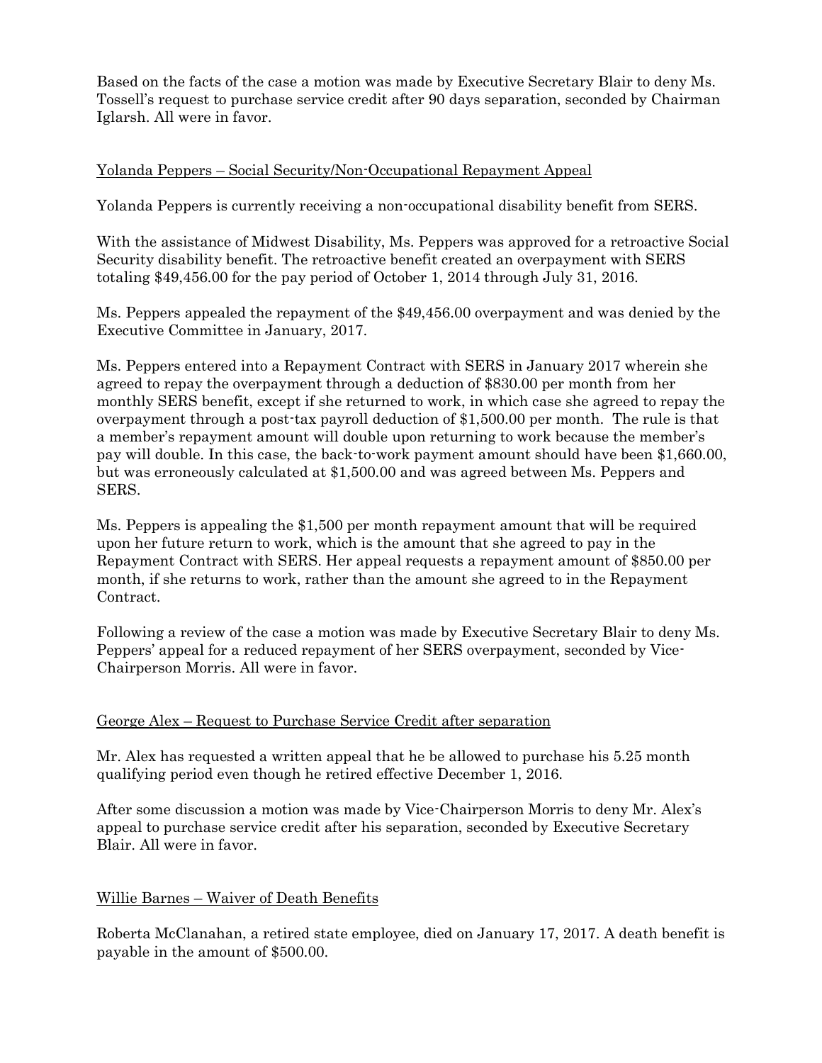Based on the facts of the case a motion was made by Executive Secretary Blair to deny Ms. Tossell's request to purchase service credit after 90 days separation, seconded by Chairman Iglarsh. All were in favor.

Yolanda Peppers – Social Security/Non-Occupational Repayment Appeal

Yolanda Peppers is currently receiving a non-occupational disability benefit from SERS.

With the assistance of Midwest Disability, Ms. Peppers was approved for a retroactive Social Security disability benefit. The retroactive benefit created an overpayment with SERS totaling $49,456.00 for the pay period of October 1, 2014 through July 31, 2016.

Ms. Peppers appealed the repayment of the $49,456.00 overpayment and was denied by the Executive Committee in January, 2017.

Ms. Peppers entered into a Repayment Contract with SERS in January 2017 wherein she agreed to repay the overpayment through a deduction of $830.00 per month from her monthly SERS benefit, except if she returned to work, in which case she agreed to repay the overpayment through a post-tax payroll deduction of $1,500.00 per month. The rule is that a member's repayment amount will double upon returning to work because the member's pay will double. In this case, the back-to-work payment amount should have been $1,660.00, but was erroneously calculated at $1,500.00 and was agreed between Ms. Peppers and SERS.

Ms. Peppers is appealing the $1,500 per month repayment amount that will be required upon her future return to work, which is the amount that she agreed to pay in the Repayment Contract with SERS. Her appeal requests a repayment amount of $850.00 per month, if she returns to work, rather than the amount she agreed to in the Repayment Contract.

Following a review of the case a motion was made by Executive Secretary Blair to deny Ms. Peppers' appeal for a reduced repayment of her SERS overpayment, seconded by Vice-Chairperson Morris. All were in favor.

George Alex – Request to Purchase Service Credit after separation

Mr. Alex has requested a written appeal that he be allowed to purchase his 5.25 month qualifying period even though he retired effective December 1, 2016.

After some discussion a motion was made by Vice-Chairperson Morris to deny Mr. Alex's appeal to purchase service credit after his separation, seconded by Executive Secretary Blair. All were in favor.

Willie Barnes – Waiver of Death Benefits

Roberta McClanahan, a retired state employee, died on January 17, 2017. A death benefit is payable in the amount of $500.00.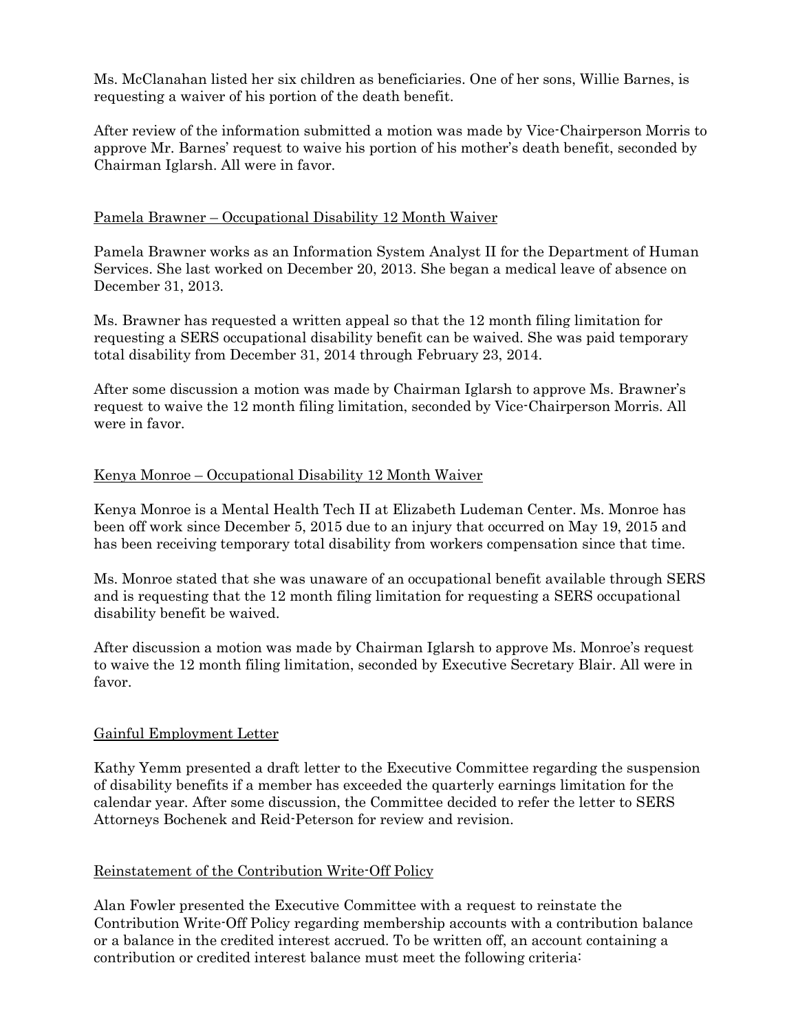Ms. McClanahan listed her six children as beneficiaries. One of her sons, Willie Barnes, is requesting a waiver of his portion of the death benefit.

After review of the information submitted a motion was made by Vice-Chairperson Morris to approve Mr. Barnes' request to waive his portion of his mother's death benefit, seconded by Chairman Iglarsh. All were in favor.

## Pamela Brawner – Occupational Disability 12 Month Waiver

Pamela Brawner works as an Information System Analyst II for the Department of Human Services. She last worked on December 20, 2013. She began a medical leave of absence on December 31, 2013.

Ms. Brawner has requested a written appeal so that the 12 month filing limitation for requesting a SERS occupational disability benefit can be waived. She was paid temporary total disability from December 31, 2014 through February 23, 2014.

After some discussion a motion was made by Chairman Iglarsh to approve Ms. Brawner's request to waive the 12 month filing limitation, seconded by Vice-Chairperson Morris. All were in favor.

## Kenya Monroe – Occupational Disability 12 Month Waiver

Kenya Monroe is a Mental Health Tech II at Elizabeth Ludeman Center. Ms. Monroe has been off work since December 5, 2015 due to an injury that occurred on May 19, 2015 and has been receiving temporary total disability from workers compensation since that time.

Ms. Monroe stated that she was unaware of an occupational benefit available through SERS and is requesting that the 12 month filing limitation for requesting a SERS occupational disability benefit be waived.

After discussion a motion was made by Chairman Iglarsh to approve Ms. Monroe's request to waive the 12 month filing limitation, seconded by Executive Secretary Blair. All were in favor.

## Gainful Employment Letter

Kathy Yemm presented a draft letter to the Executive Committee regarding the suspension of disability benefits if a member has exceeded the quarterly earnings limitation for the calendar year. After some discussion, the Committee decided to refer the letter to SERS Attorneys Bochenek and Reid-Peterson for review and revision.

## Reinstatement of the Contribution Write-Off Policy

Alan Fowler presented the Executive Committee with a request to reinstate the Contribution Write-Off Policy regarding membership accounts with a contribution balance or a balance in the credited interest accrued. To be written off, an account containing a contribution or credited interest balance must meet the following criteria: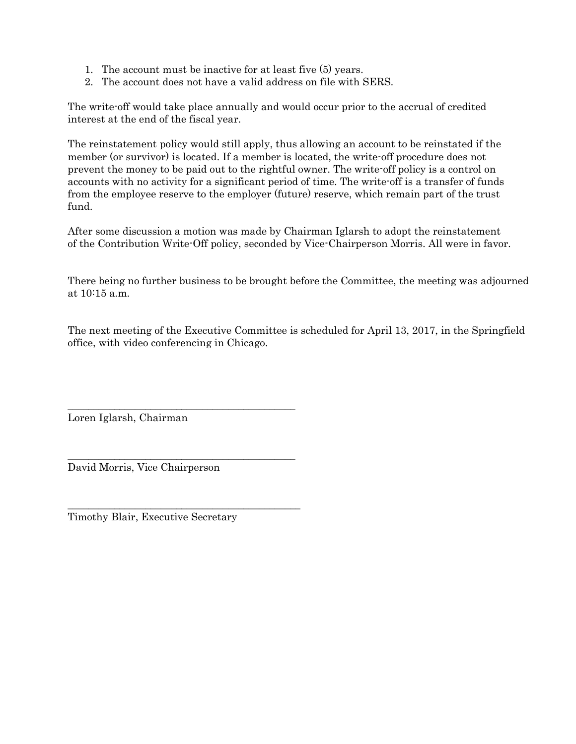1. The account must be inactive for at least five (5) years.
2. The account does not have a valid address on file with SERS.

The write-off would take place annually and would occur prior to the accrual of credited interest at the end of the fiscal year.

The reinstatement policy would still apply, thus allowing an account to be reinstated if the member (or survivor) is located. If a member is located, the write-off procedure does not prevent the money to be paid out to the rightful owner. The write-off policy is a control on accounts with no activity for a significant period of time. The write-off is a transfer of funds from the employee reserve to the employer (future) reserve, which remain part of the trust fund.

After some discussion a motion was made by Chairman Iglarsh to adopt the reinstatement of the Contribution Write-Off policy, seconded by Vice-Chairperson Morris. All were in favor.

There being no further business to be brought before the Committee, the meeting was adjourned at 10:15 a.m.

The next meeting of the Executive Committee is scheduled for April 13, 2017, in the Springfield office, with video conferencing in Chicago.

\_\_\_\_\_\_\_\_\_\_\_\_\_\_\_\_\_\_\_\_\_\_\_\_\_\_\_\_\_\_\_\_\_\_\_\_\_\_\_\_

Loren Iglarsh, Chairman

\_\_\_\_\_\_\_\_\_\_\_\_\_\_\_\_\_\_\_\_\_\_\_\_\_\_\_\_\_\_\_\_\_\_\_\_\_\_\_\_

David Morris, Vice Chairperson

\_\_\_\_\_\_\_\_\_\_\_\_\_\_\_\_\_\_\_\_\_\_\_\_\_\_\_\_\_\_\_\_\_\_\_\_\_\_\_\_

Timothy Blair, Executive Secretary